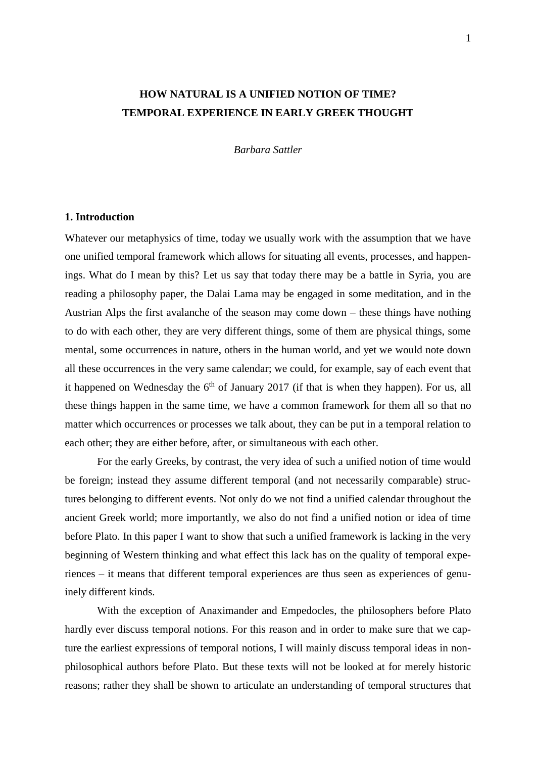# HOW NATURAL IS A UNIFIED NOTION OF TIME? TEMPORAL EXPERIENCE IN EARLY GREEK THOUGHT

*Barbara Sattler*

## 1. Introduction

Whatever our metaphysics of time, today we usually work with the assumption that we have one unified temporal framework which allows for situating all events, processes, and happenings. What do I mean by this? Let us say that today there may be a battle in Syria, you are reading a philosophy paper, the Dalai Lama may be engaged in some meditation, and in the Austrian Alps the first avalanche of the season may come down – these things have nothing to do with each other, they are very different things, some of them are physical things, some mental, some occurrences in nature, others in the human world, and yet we would note down all these occurrences in the very same calendar; we could, for example, say of each event that it happened on Wednesday the 6th of January 2017 (if that is when they happen). For us, all these things happen in the same time, we have a common framework for them all so that no matter which occurrences or processes we talk about, they can be put in a temporal relation to each other; they are either before, after, or simultaneous with each other.

For the early Greeks, by contrast, the very idea of such a unified notion of time would be foreign; instead they assume different temporal (and not necessarily comparable) structures belonging to different events. Not only do we not find a unified calendar throughout the ancient Greek world; more importantly, we also do not find a unified notion or idea of time before Plato. In this paper I want to show that such a unified framework is lacking in the very beginning of Western thinking and what effect this lack has on the quality of temporal experiences – it means that different temporal experiences are thus seen as experiences of genuinely different kinds.

With the exception of Anaximander and Empedocles, the philosophers before Plato hardly ever discuss temporal notions. For this reason and in order to make sure that we capture the earliest expressions of temporal notions, I will mainly discuss temporal ideas in non-philosophical authors before Plato. But these texts will not be looked at for merely historic reasons; rather they shall be shown to articulate an understanding of temporal structures that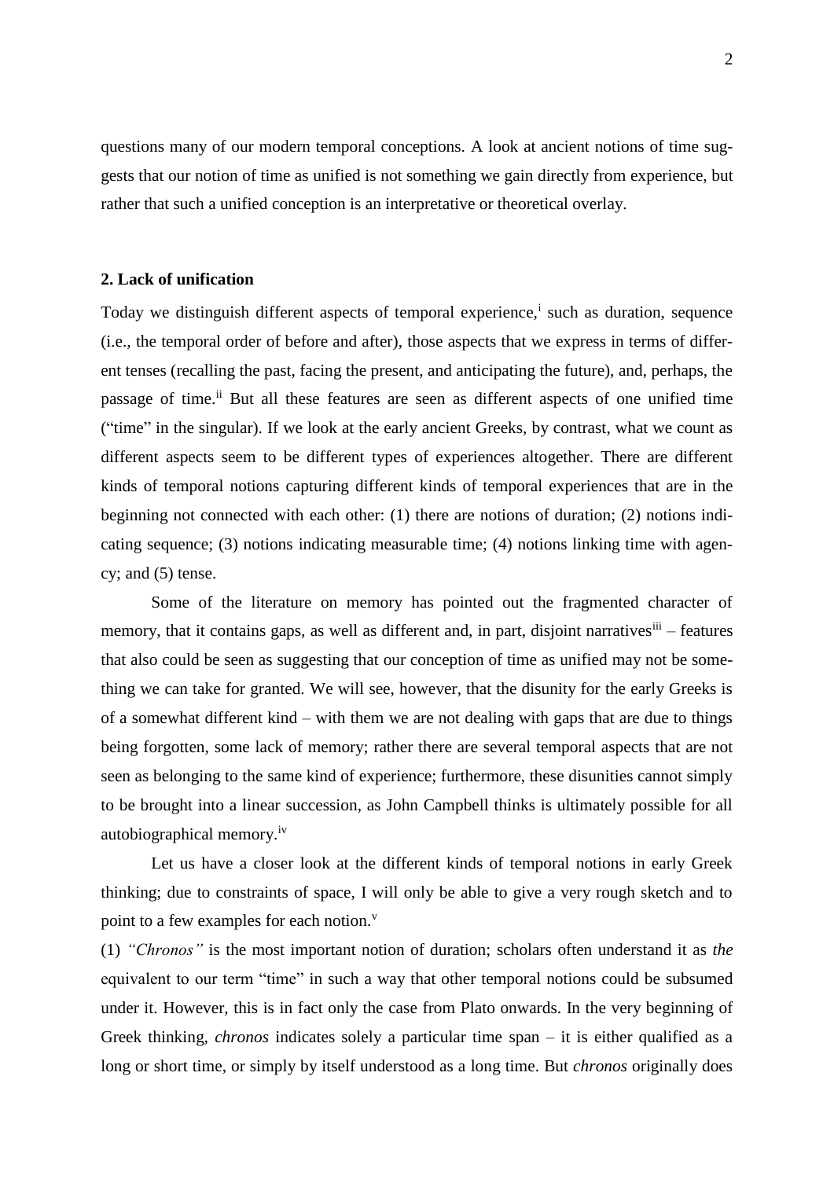questions many of our modern temporal conceptions. A look at ancient notions of time suggests that our notion of time as unified is not something we gain directly from experience, but rather that such a unified conception is an interpretative or theoretical overlay.

## 2. Lack of unification

Today we distinguish different aspects of temporal experience,[i] such as duration, sequence (i.e., the temporal order of before and after), those aspects that we express in terms of different tenses (recalling the past, facing the present, and anticipating the future), and, perhaps, the passage of time.[ii] But all these features are seen as different aspects of one unified time ("time" in the singular). If we look at the early ancient Greeks, by contrast, what we count as different aspects seem to be different types of experiences altogether. There are different kinds of temporal notions capturing different kinds of temporal experiences that are in the beginning not connected with each other: (1) there are notions of duration; (2) notions indicating sequence; (3) notions indicating measurable time; (4) notions linking time with agency; and (5) tense.

Some of the literature on memory has pointed out the fragmented character of memory, that it contains gaps, as well as different and, in part, disjoint narratives[iii] – features that also could be seen as suggesting that our conception of time as unified may not be something we can take for granted. We will see, however, that the disunity for the early Greeks is of a somewhat different kind – with them we are not dealing with gaps that are due to things being forgotten, some lack of memory; rather there are several temporal aspects that are not seen as belonging to the same kind of experience; furthermore, these disunities cannot simply to be brought into a linear succession, as John Campbell thinks is ultimately possible for all autobiographical memory.[iv]

Let us have a closer look at the different kinds of temporal notions in early Greek thinking; due to constraints of space, I will only be able to give a very rough sketch and to point to a few examples for each notion.[v]

(1) *"Chronos"* is the most important notion of duration; scholars often understand it as *the* equivalent to our term "time" in such a way that other temporal notions could be subsumed under it. However, this is in fact only the case from Plato onwards. In the very beginning of Greek thinking, *chronos* indicates solely a particular time span – it is either qualified as a long or short time, or simply by itself understood as a long time. But *chronos* originally does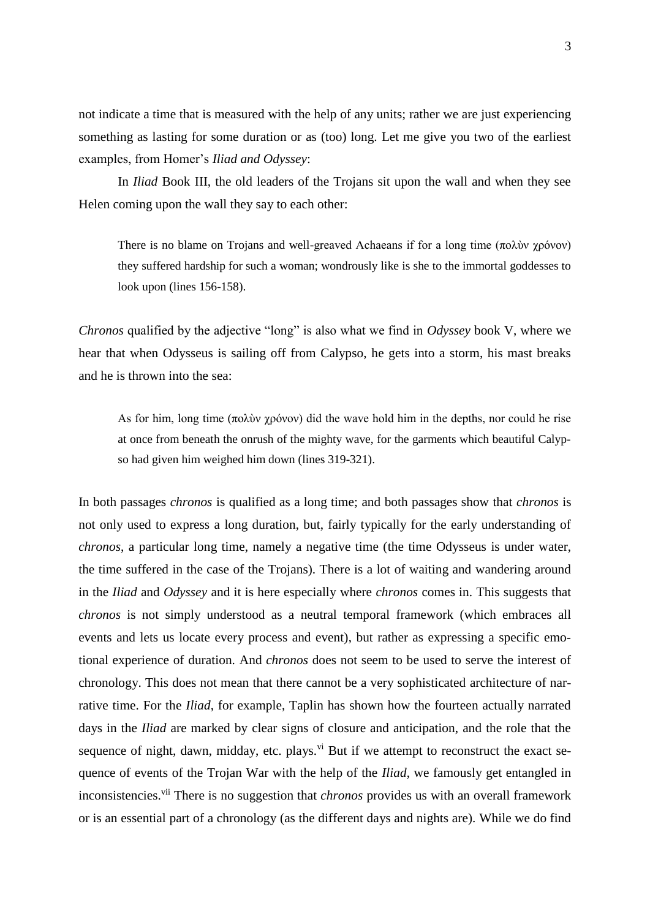not indicate a time that is measured with the help of any units; rather we are just experiencing something as lasting for some duration or as (too) long. Let me give you two of the earliest examples, from Homer's *Iliad and Odyssey*:

In *Iliad* Book III, the old leaders of the Trojans sit upon the wall and when they see Helen coming upon the wall they say to each other:

> There is no blame on Trojans and well-greaved Achaeans if for a long time (πολὺν χρόνον) they suffered hardship for such a woman; wondrously like is she to the immortal goddesses to look upon (lines 156-158).

*Chronos* qualified by the adjective "long" is also what we find in *Odyssey* book V, where we hear that when Odysseus is sailing off from Calypso, he gets into a storm, his mast breaks and he is thrown into the sea:

> As for him, long time (πολὺν χρόνον) did the wave hold him in the depths, nor could he rise at once from beneath the onrush of the mighty wave, for the garments which beautiful Calypso had given him weighed him down (lines 319-321).

In both passages *chronos* is qualified as a long time; and both passages show that *chronos* is not only used to express a long duration, but, fairly typically for the early understanding of *chronos*, a particular long time, namely a negative time (the time Odysseus is under water, the time suffered in the case of the Trojans). There is a lot of waiting and wandering around in the *Iliad* and *Odyssey* and it is here especially where *chronos* comes in. This suggests that *chronos* is not simply understood as a neutral temporal framework (which embraces all events and lets us locate every process and event), but rather as expressing a specific emotional experience of duration. And *chronos* does not seem to be used to serve the interest of chronology. This does not mean that there cannot be a very sophisticated architecture of narrative time. For the *Iliad*, for example, Taplin has shown how the fourteen actually narrated days in the *Iliad* are marked by clear signs of closure and anticipation, and the role that the sequence of night, dawn, midday, etc. plays.[vi] But if we attempt to reconstruct the exact sequence of events of the Trojan War with the help of the *Iliad*, we famously get entangled in inconsistencies.[vii] There is no suggestion that *chronos* provides us with an overall framework or is an essential part of a chronology (as the different days and nights are). While we do find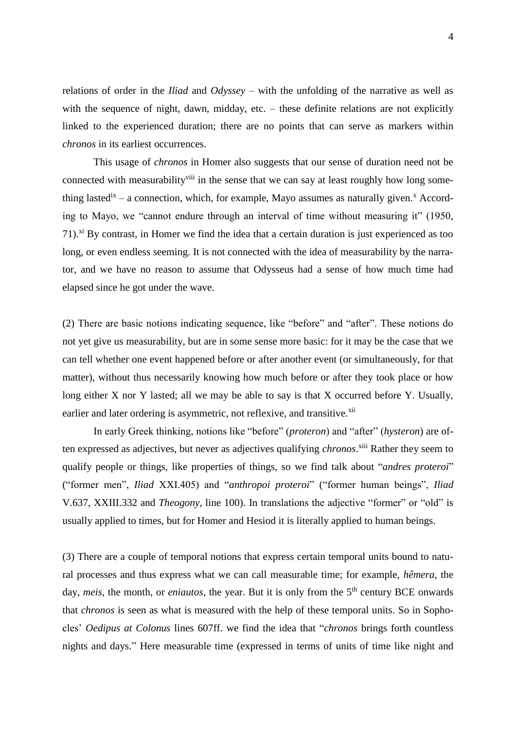relations of order in the *Iliad* and *Odyssey* – with the unfolding of the narrative as well as with the sequence of night, dawn, midday, etc. – these definite relations are not explicitly linked to the experienced duration; there are no points that can serve as markers within *chronos* in its earliest occurrences.

This usage of *chronos* in Homer also suggests that our sense of duration need not be connected with measurability[viii] in the sense that we can say at least roughly how long something lasted[ix] – a connection, which, for example, Mayo assumes as naturally given.[x] According to Mayo, we "cannot endure through an interval of time without measuring it" (1950, 71).[xi] By contrast, in Homer we find the idea that a certain duration is just experienced as too long, or even endless seeming. It is not connected with the idea of measurability by the narrator, and we have no reason to assume that Odysseus had a sense of how much time had elapsed since he got under the wave.

(2) There are basic notions indicating sequence, like "before" and "after". These notions do not yet give us measurability, but are in some sense more basic: for it may be the case that we can tell whether one event happened before or after another event (or simultaneously, for that matter), without thus necessarily knowing how much before or after they took place or how long either X nor Y lasted; all we may be able to say is that X occurred before Y. Usually, earlier and later ordering is asymmetric, not reflexive, and transitive.[xii]

In early Greek thinking, notions like "before" (*proteron*) and "after" (*hysteron*) are often expressed as adjectives, but never as adjectives qualifying *chronos*.[xiii] Rather they seem to qualify people or things, like properties of things, so we find talk about "*andres proteroi*" ("former men", *Iliad* XXI.405) and "*anthropoi proteroi*" ("former human beings", *Iliad* V.637, XXIII.332 and *Theogony*, line 100). In translations the adjective "former" or "old" is usually applied to times, but for Homer and Hesiod it is literally applied to human beings.

(3) There are a couple of temporal notions that express certain temporal units bound to natural processes and thus express what we can call measurable time; for example, *hêmera*, the day, *meis*, the month, or *eniautos*, the year. But it is only from the 5th century BCE onwards that *chronos* is seen as what is measured with the help of these temporal units. So in Sophocles' *Oedipus at Colonus* lines 607ff. we find the idea that "*chronos* brings forth countless nights and days." Here measurable time (expressed in terms of units of time like night and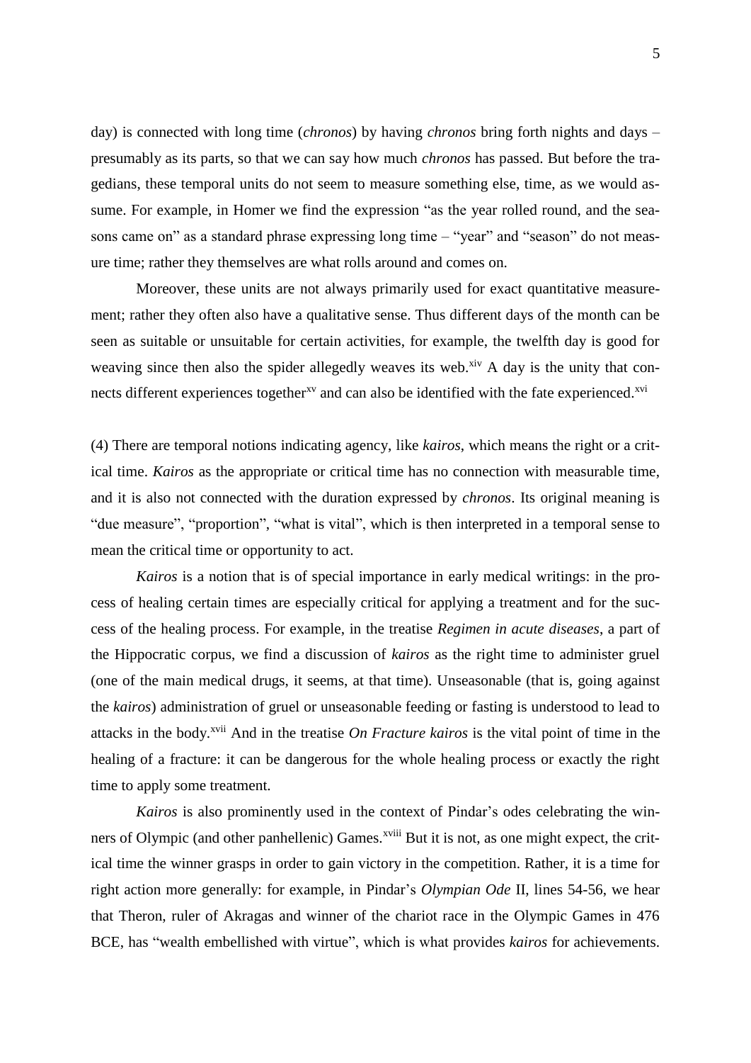day) is connected with long time (*chronos*) by having *chronos* bring forth nights and days – presumably as its parts, so that we can say how much *chronos* has passed. But before the tragedians, these temporal units do not seem to measure something else, time, as we would assume. For example, in Homer we find the expression "as the year rolled round, and the seasons came on" as a standard phrase expressing long time – "year" and "season" do not measure time; rather they themselves are what rolls around and comes on.

Moreover, these units are not always primarily used for exact quantitative measurement; rather they often also have a qualitative sense. Thus different days of the month can be seen as suitable or unsuitable for certain activities, for example, the twelfth day is good for weaving since then also the spider allegedly weaves its web.[xiv] A day is the unity that connects different experiences together[xv] and can also be identified with the fate experienced.[xvi]

(4) There are temporal notions indicating agency, like *kairos*, which means the right or a critical time. *Kairos* as the appropriate or critical time has no connection with measurable time, and it is also not connected with the duration expressed by *chronos*. Its original meaning is "due measure", "proportion", "what is vital", which is then interpreted in a temporal sense to mean the critical time or opportunity to act.

*Kairos* is a notion that is of special importance in early medical writings: in the process of healing certain times are especially critical for applying a treatment and for the success of the healing process. For example, in the treatise *Regimen in acute diseases*, a part of the Hippocratic corpus, we find a discussion of *kairos* as the right time to administer gruel (one of the main medical drugs, it seems, at that time). Unseasonable (that is, going against the *kairos*) administration of gruel or unseasonable feeding or fasting is understood to lead to attacks in the body.[xvii] And in the treatise *On Fracture kairos* is the vital point of time in the healing of a fracture: it can be dangerous for the whole healing process or exactly the right time to apply some treatment.

*Kairos* is also prominently used in the context of Pindar's odes celebrating the winners of Olympic (and other panhellenic) Games.[xviii] But it is not, as one might expect, the critical time the winner grasps in order to gain victory in the competition. Rather, it is a time for right action more generally: for example, in Pindar's *Olympian Ode* II, lines 54-56, we hear that Theron, ruler of Akragas and winner of the chariot race in the Olympic Games in 476 BCE, has "wealth embellished with virtue", which is what provides *kairos* for achievements.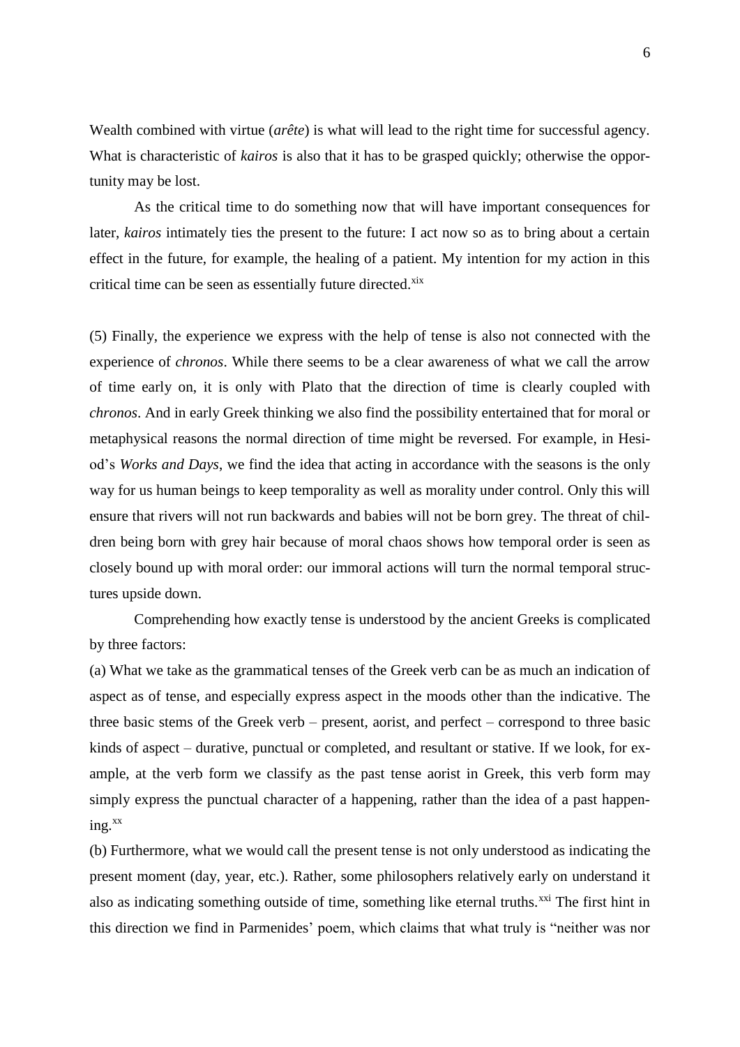Wealth combined with virtue (*arête*) is what will lead to the right time for successful agency. What is characteristic of *kairos* is also that it has to be grasped quickly; otherwise the opportunity may be lost.

As the critical time to do something now that will have important consequences for later, *kairos* intimately ties the present to the future: I act now so as to bring about a certain effect in the future, for example, the healing of a patient. My intention for my action in this critical time can be seen as essentially future directed.[xix]

(5) Finally, the experience we express with the help of tense is also not connected with the experience of *chronos*. While there seems to be a clear awareness of what we call the arrow of time early on, it is only with Plato that the direction of time is clearly coupled with *chronos*. And in early Greek thinking we also find the possibility entertained that for moral or metaphysical reasons the normal direction of time might be reversed. For example, in Hesiod's *Works and Days*, we find the idea that acting in accordance with the seasons is the only way for us human beings to keep temporality as well as morality under control. Only this will ensure that rivers will not run backwards and babies will not be born grey. The threat of children being born with grey hair because of moral chaos shows how temporal order is seen as closely bound up with moral order: our immoral actions will turn the normal temporal structures upside down.

Comprehending how exactly tense is understood by the ancient Greeks is complicated by three factors:

(a) What we take as the grammatical tenses of the Greek verb can be as much an indication of aspect as of tense, and especially express aspect in the moods other than the indicative. The three basic stems of the Greek verb – present, aorist, and perfect – correspond to three basic kinds of aspect – durative, punctual or completed, and resultant or stative. If we look, for example, at the verb form we classify as the past tense aorist in Greek, this verb form may simply express the punctual character of a happening, rather than the idea of a past happening.[xx]

(b) Furthermore, what we would call the present tense is not only understood as indicating the present moment (day, year, etc.). Rather, some philosophers relatively early on understand it also as indicating something outside of time, something like eternal truths.[xxi] The first hint in this direction we find in Parmenides' poem, which claims that what truly is "neither was nor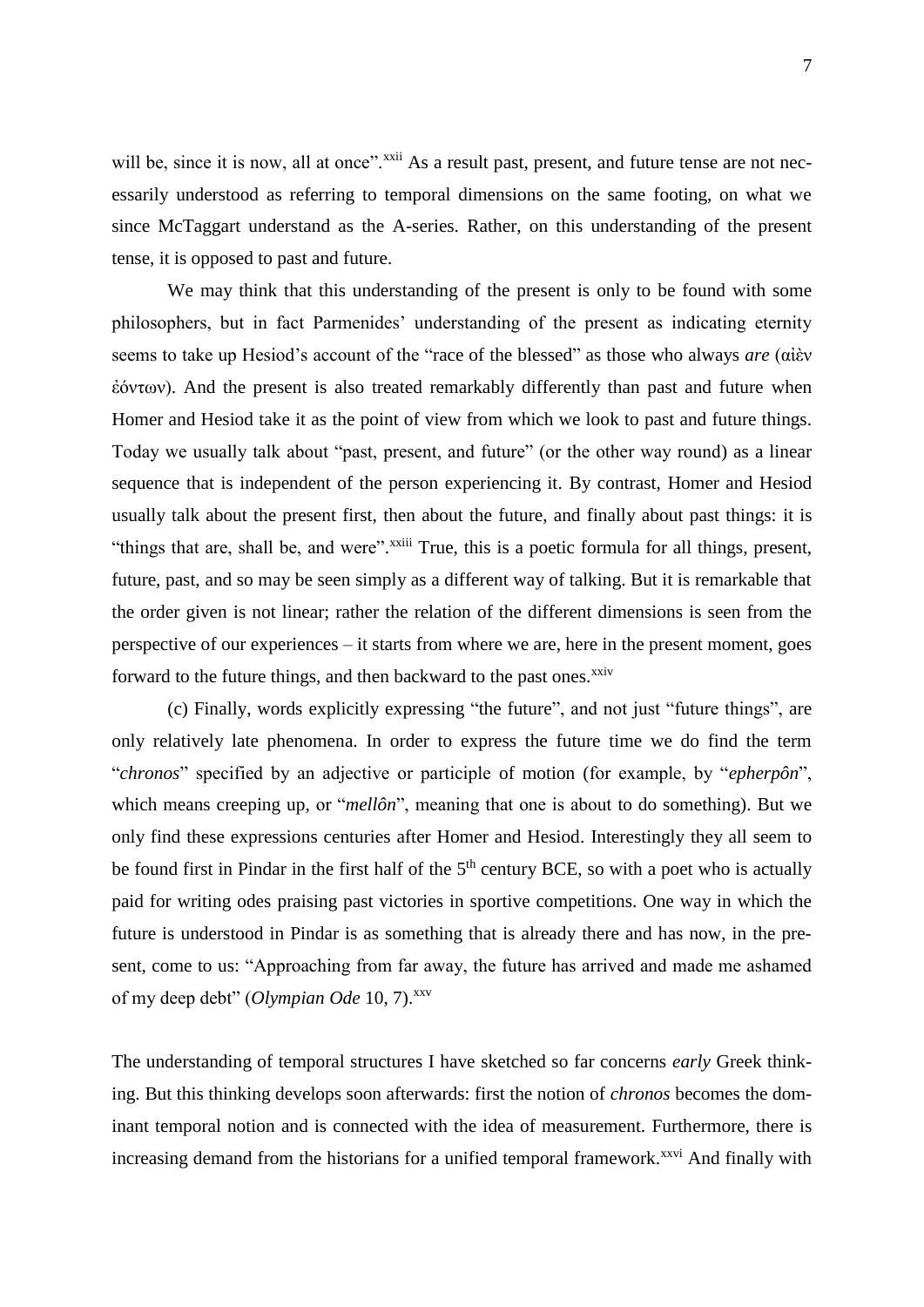will be, since it is now, all at once".[xxii] As a result past, present, and future tense are not necessarily understood as referring to temporal dimensions on the same footing, on what we since McTaggart understand as the A-series. Rather, on this understanding of the present tense, it is opposed to past and future.

We may think that this understanding of the present is only to be found with some philosophers, but in fact Parmenides' understanding of the present as indicating eternity seems to take up Hesiod's account of the "race of the blessed" as those who always *are* (αἰὲν ἐόντων). And the present is also treated remarkably differently than past and future when Homer and Hesiod take it as the point of view from which we look to past and future things. Today we usually talk about "past, present, and future" (or the other way round) as a linear sequence that is independent of the person experiencing it. By contrast, Homer and Hesiod usually talk about the present first, then about the future, and finally about past things: it is "things that are, shall be, and were".[xxiii] True, this is a poetic formula for all things, present, future, past, and so may be seen simply as a different way of talking. But it is remarkable that the order given is not linear; rather the relation of the different dimensions is seen from the perspective of our experiences – it starts from where we are, here in the present moment, goes forward to the future things, and then backward to the past ones.[xxiv]

(c) Finally, words explicitly expressing "the future", and not just "future things", are only relatively late phenomena. In order to express the future time we do find the term "*chronos*" specified by an adjective or participle of motion (for example, by "*epherpôn*", which means creeping up, or "*mellôn*", meaning that one is about to do something). But we only find these expressions centuries after Homer and Hesiod. Interestingly they all seem to be found first in Pindar in the first half of the 5th century BCE, so with a poet who is actually paid for writing odes praising past victories in sportive competitions. One way in which the future is understood in Pindar is as something that is already there and has now, in the present, come to us: "Approaching from far away, the future has arrived and made me ashamed of my deep debt" (*Olympian Ode* 10, 7).[xxv]

The understanding of temporal structures I have sketched so far concerns *early* Greek thinking. But this thinking develops soon afterwards: first the notion of *chronos* becomes the dominant temporal notion and is connected with the idea of measurement. Furthermore, there is increasing demand from the historians for a unified temporal framework.[xxvi] And finally with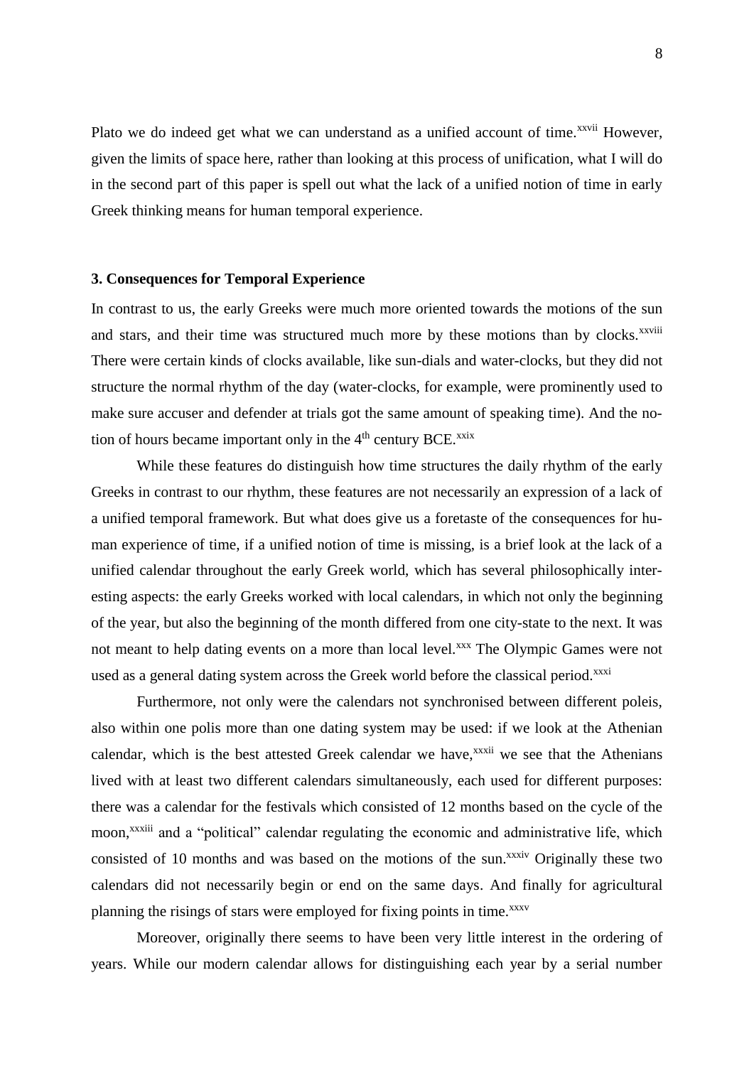Plato we do indeed get what we can understand as a unified account of time.[xxvii] However, given the limits of space here, rather than looking at this process of unification, what I will do in the second part of this paper is spell out what the lack of a unified notion of time in early Greek thinking means for human temporal experience.

### 3. Consequences for Temporal Experience

In contrast to us, the early Greeks were much more oriented towards the motions of the sun and stars, and their time was structured much more by these motions than by clocks.[xxviii] There were certain kinds of clocks available, like sun-dials and water-clocks, but they did not structure the normal rhythm of the day (water-clocks, for example, were prominently used to make sure accuser and defender at trials got the same amount of speaking time). And the notion of hours became important only in the 4th century BCE.[xxix]

While these features do distinguish how time structures the daily rhythm of the early Greeks in contrast to our rhythm, these features are not necessarily an expression of a lack of a unified temporal framework. But what does give us a foretaste of the consequences for human experience of time, if a unified notion of time is missing, is a brief look at the lack of a unified calendar throughout the early Greek world, which has several philosophically interesting aspects: the early Greeks worked with local calendars, in which not only the beginning of the year, but also the beginning of the month differed from one city-state to the next. It was not meant to help dating events on a more than local level.[xxx] The Olympic Games were not used as a general dating system across the Greek world before the classical period.[xxxi]

Furthermore, not only were the calendars not synchronised between different poleis, also within one polis more than one dating system may be used: if we look at the Athenian calendar, which is the best attested Greek calendar we have,[xxxii] we see that the Athenians lived with at least two different calendars simultaneously, each used for different purposes: there was a calendar for the festivals which consisted of 12 months based on the cycle of the moon,[xxxiii] and a "political" calendar regulating the economic and administrative life, which consisted of 10 months and was based on the motions of the sun.[xxxiv] Originally these two calendars did not necessarily begin or end on the same days. And finally for agricultural planning the risings of stars were employed for fixing points in time.[xxxv]

Moreover, originally there seems to have been very little interest in the ordering of years. While our modern calendar allows for distinguishing each year by a serial number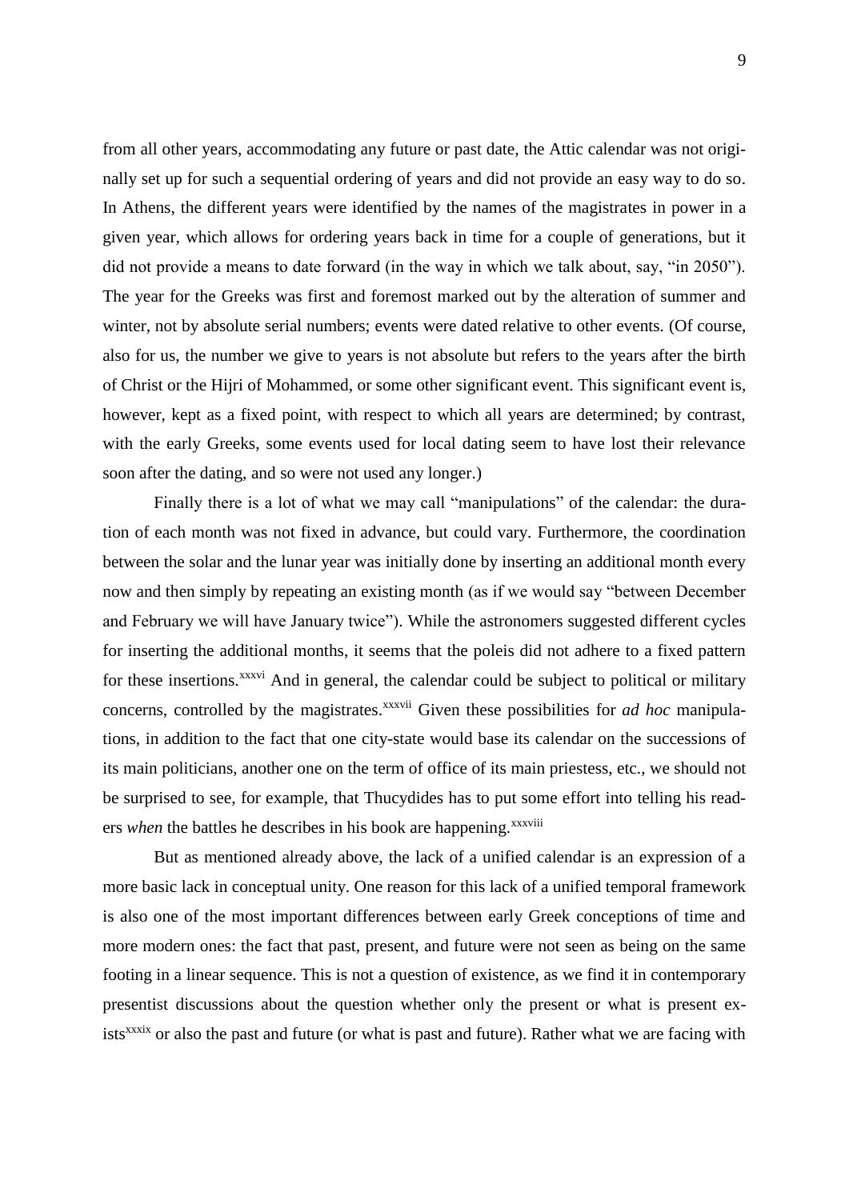from all other years, accommodating any future or past date, the Attic calendar was not originally set up for such a sequential ordering of years and did not provide an easy way to do so. In Athens, the different years were identified by the names of the magistrates in power in a given year, which allows for ordering years back in time for a couple of generations, but it did not provide a means to date forward (in the way in which we talk about, say, "in 2050"). The year for the Greeks was first and foremost marked out by the alteration of summer and winter, not by absolute serial numbers; events were dated relative to other events. (Of course, also for us, the number we give to years is not absolute but refers to the years after the birth of Christ or the Hijri of Mohammed, or some other significant event. This significant event is, however, kept as a fixed point, with respect to which all years are determined; by contrast, with the early Greeks, some events used for local dating seem to have lost their relevance soon after the dating, and so were not used any longer.)

Finally there is a lot of what we may call "manipulations" of the calendar: the duration of each month was not fixed in advance, but could vary. Furthermore, the coordination between the solar and the lunar year was initially done by inserting an additional month every now and then simply by repeating an existing month (as if we would say "between December and February we will have January twice"). While the astronomers suggested different cycles for inserting the additional months, it seems that the poleis did not adhere to a fixed pattern for these insertions.[xxxvi] And in general, the calendar could be subject to political or military concerns, controlled by the magistrates.[xxxvii] Given these possibilities for *ad hoc* manipulations, in addition to the fact that one city-state would base its calendar on the successions of its main politicians, another one on the term of office of its main priestess, etc., we should not be surprised to see, for example, that Thucydides has to put some effort into telling his readers *when* the battles he describes in his book are happening.[xxxviii]

But as mentioned already above, the lack of a unified calendar is an expression of a more basic lack in conceptual unity. One reason for this lack of a unified temporal framework is also one of the most important differences between early Greek conceptions of time and more modern ones: the fact that past, present, and future were not seen as being on the same footing in a linear sequence. This is not a question of existence, as we find it in contemporary presentist discussions about the question whether only the present or what is present exists[xxxix] or also the past and future (or what is past and future). Rather what we are facing with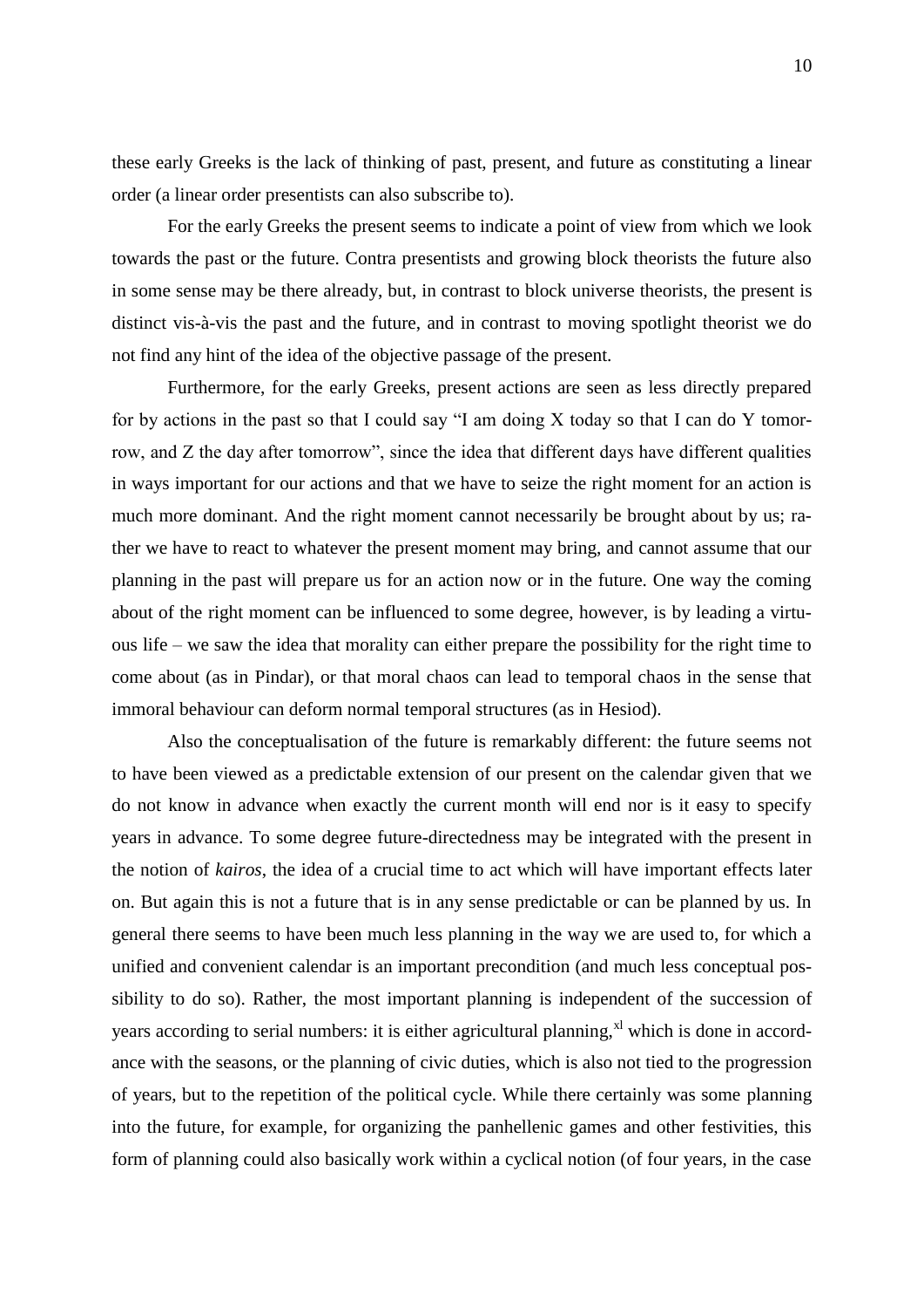these early Greeks is the lack of thinking of past, present, and future as constituting a linear order (a linear order presentists can also subscribe to).

For the early Greeks the present seems to indicate a point of view from which we look towards the past or the future. Contra presentists and growing block theorists the future also in some sense may be there already, but, in contrast to block universe theorists, the present is distinct vis-à-vis the past and the future, and in contrast to moving spotlight theorist we do not find any hint of the idea of the objective passage of the present.

Furthermore, for the early Greeks, present actions are seen as less directly prepared for by actions in the past so that I could say "I am doing X today so that I can do Y tomorrow, and Z the day after tomorrow", since the idea that different days have different qualities in ways important for our actions and that we have to seize the right moment for an action is much more dominant. And the right moment cannot necessarily be brought about by us; rather we have to react to whatever the present moment may bring, and cannot assume that our planning in the past will prepare us for an action now or in the future. One way the coming about of the right moment can be influenced to some degree, however, is by leading a virtuous life – we saw the idea that morality can either prepare the possibility for the right time to come about (as in Pindar), or that moral chaos can lead to temporal chaos in the sense that immoral behaviour can deform normal temporal structures (as in Hesiod).

Also the conceptualisation of the future is remarkably different: the future seems not to have been viewed as a predictable extension of our present on the calendar given that we do not know in advance when exactly the current month will end nor is it easy to specify years in advance. To some degree future-directedness may be integrated with the present in the notion of *kairos*, the idea of a crucial time to act which will have important effects later on. But again this is not a future that is in any sense predictable or can be planned by us. In general there seems to have been much less planning in the way we are used to, for which a unified and convenient calendar is an important precondition (and much less conceptual possibility to do so). Rather, the most important planning is independent of the succession of years according to serial numbers: it is either agricultural planning,[xl] which is done in accordance with the seasons, or the planning of civic duties, which is also not tied to the progression of years, but to the repetition of the political cycle. While there certainly was some planning into the future, for example, for organizing the panhellenic games and other festivities, this form of planning could also basically work within a cyclical notion (of four years, in the case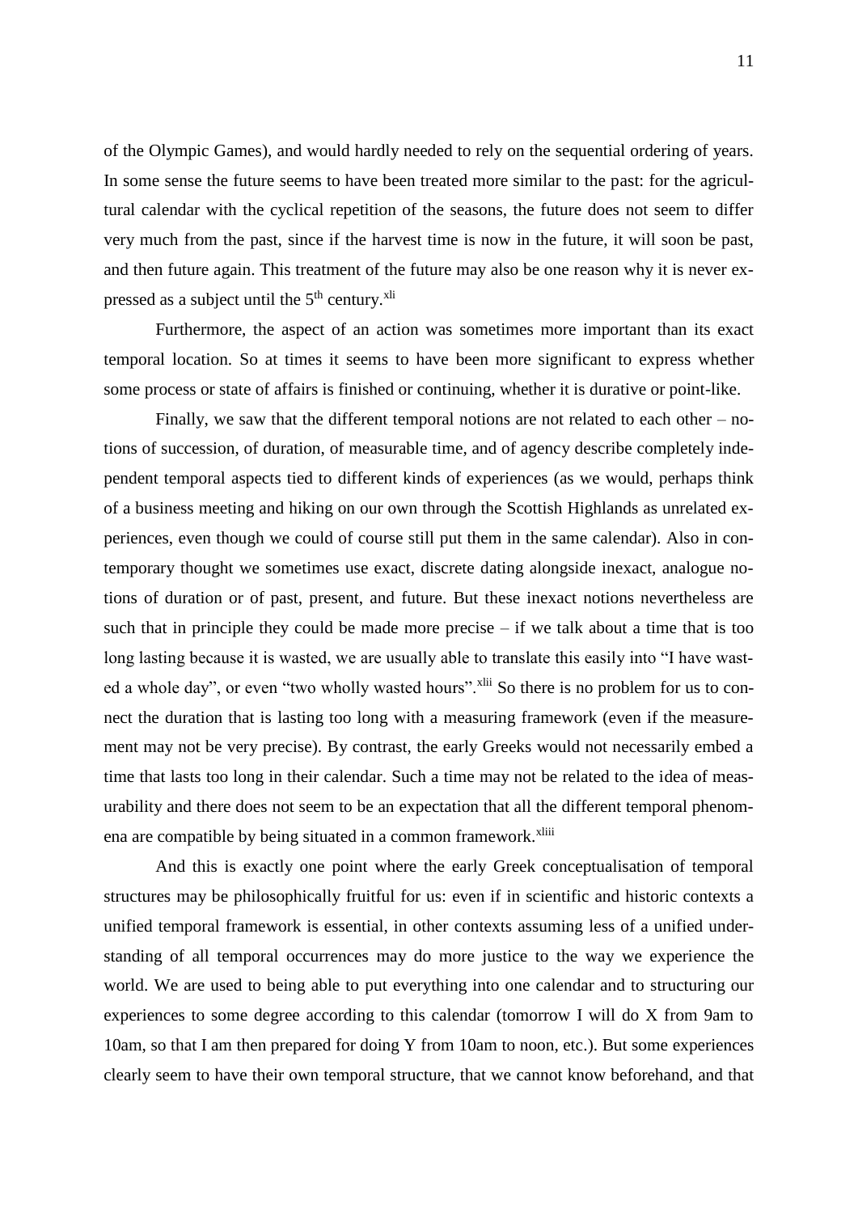of the Olympic Games), and would hardly needed to rely on the sequential ordering of years. In some sense the future seems to have been treated more similar to the past: for the agricultural calendar with the cyclical repetition of the seasons, the future does not seem to differ very much from the past, since if the harvest time is now in the future, it will soon be past, and then future again. This treatment of the future may also be one reason why it is never expressed as a subject until the 5th century.[xli]

Furthermore, the aspect of an action was sometimes more important than its exact temporal location. So at times it seems to have been more significant to express whether some process or state of affairs is finished or continuing, whether it is durative or point-like.

Finally, we saw that the different temporal notions are not related to each other – notions of succession, of duration, of measurable time, and of agency describe completely independent temporal aspects tied to different kinds of experiences (as we would, perhaps think of a business meeting and hiking on our own through the Scottish Highlands as unrelated experiences, even though we could of course still put them in the same calendar). Also in contemporary thought we sometimes use exact, discrete dating alongside inexact, analogue notions of duration or of past, present, and future. But these inexact notions nevertheless are such that in principle they could be made more precise – if we talk about a time that is too long lasting because it is wasted, we are usually able to translate this easily into "I have wasted a whole day", or even "two wholly wasted hours".[xlii] So there is no problem for us to connect the duration that is lasting too long with a measuring framework (even if the measurement may not be very precise). By contrast, the early Greeks would not necessarily embed a time that lasts too long in their calendar. Such a time may not be related to the idea of measurability and there does not seem to be an expectation that all the different temporal phenomena are compatible by being situated in a common framework.[xliii]

And this is exactly one point where the early Greek conceptualisation of temporal structures may be philosophically fruitful for us: even if in scientific and historic contexts a unified temporal framework is essential, in other contexts assuming less of a unified understanding of all temporal occurrences may do more justice to the way we experience the world. We are used to being able to put everything into one calendar and to structuring our experiences to some degree according to this calendar (tomorrow I will do X from 9am to 10am, so that I am then prepared for doing Y from 10am to noon, etc.). But some experiences clearly seem to have their own temporal structure, that we cannot know beforehand, and that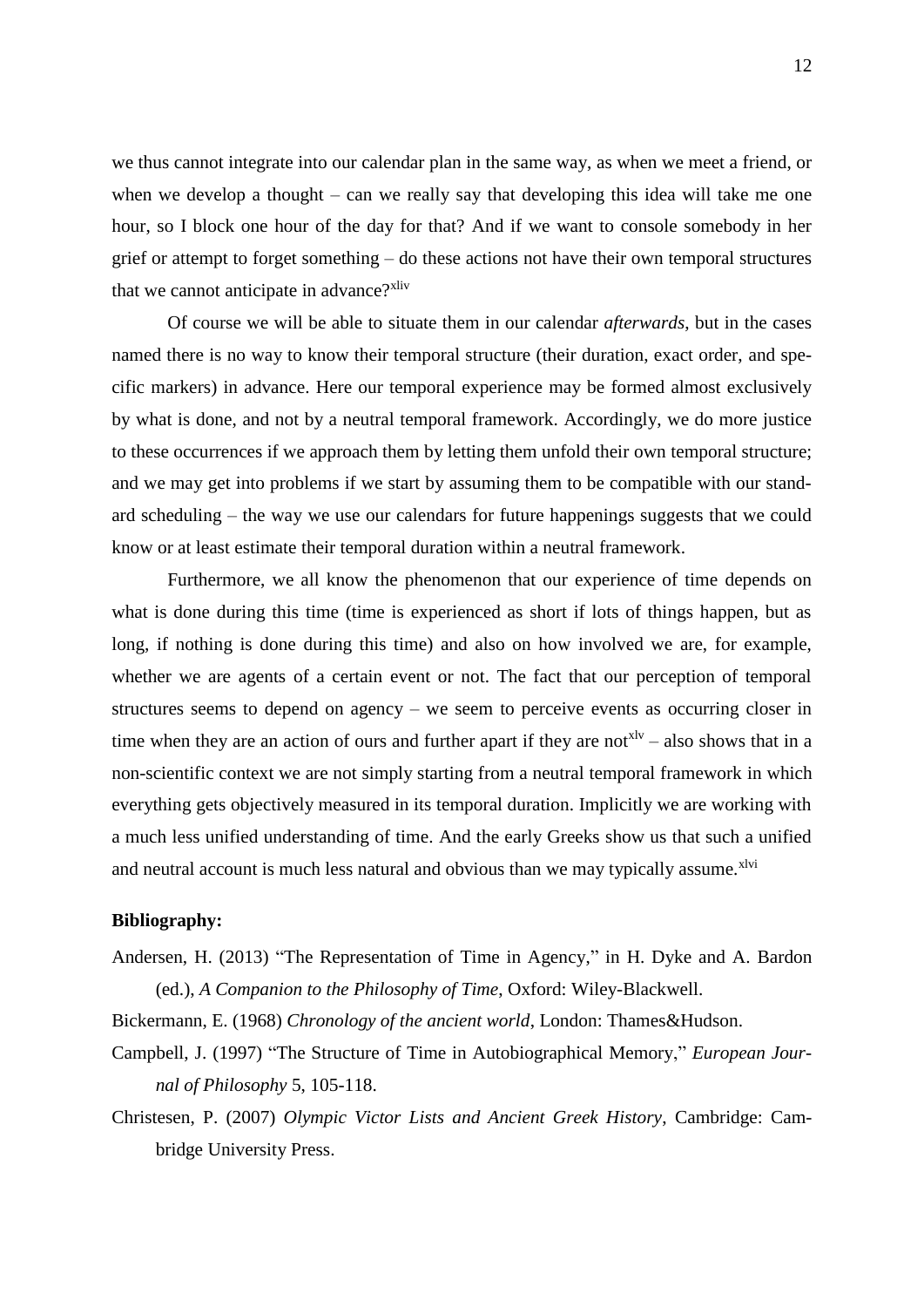we thus cannot integrate into our calendar plan in the same way, as when we meet a friend, or when we develop a thought – can we really say that developing this idea will take me one hour, so I block one hour of the day for that? And if we want to console somebody in her grief or attempt to forget something – do these actions not have their own temporal structures that we cannot anticipate in advance?[xliv]

Of course we will be able to situate them in our calendar *afterwards*, but in the cases named there is no way to know their temporal structure (their duration, exact order, and specific markers) in advance. Here our temporal experience may be formed almost exclusively by what is done, and not by a neutral temporal framework. Accordingly, we do more justice to these occurrences if we approach them by letting them unfold their own temporal structure; and we may get into problems if we start by assuming them to be compatible with our standard scheduling – the way we use our calendars for future happenings suggests that we could know or at least estimate their temporal duration within a neutral framework.

Furthermore, we all know the phenomenon that our experience of time depends on what is done during this time (time is experienced as short if lots of things happen, but as long, if nothing is done during this time) and also on how involved we are, for example, whether we are agents of a certain event or not. The fact that our perception of temporal structures seems to depend on agency – we seem to perceive events as occurring closer in time when they are an action of ours and further apart if they are not[xlv] – also shows that in a non-scientific context we are not simply starting from a neutral temporal framework in which everything gets objectively measured in its temporal duration. Implicitly we are working with a much less unified understanding of time. And the early Greeks show us that such a unified and neutral account is much less natural and obvious than we may typically assume.[xlvi]

**Bibliography:**

Andersen, H. (2013) "The Representation of Time in Agency," in H. Dyke and A. Bardon (ed.), *A Companion to the Philosophy of Time*, Oxford: Wiley-Blackwell.

Bickermann, E. (1968) *Chronology of the ancient world*, London: Thames&Hudson.

Campbell, J. (1997) "The Structure of Time in Autobiographical Memory," *European Journal of Philosophy* 5, 105-118.

Christesen, P. (2007) *Olympic Victor Lists and Ancient Greek History*, Cambridge: Cambridge University Press.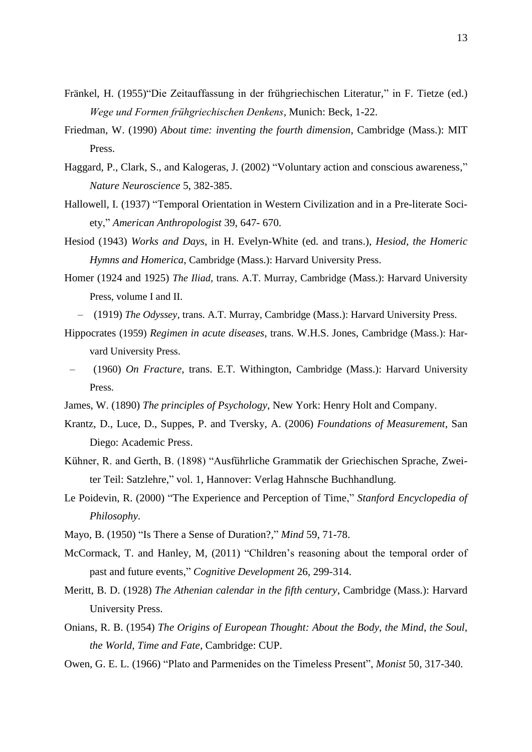Fränkel, H. (1955)"Die Zeitauffassung in der frühgriechischen Literatur," in F. Tietze (ed.) *Wege und Formen frühgriechischen Denkens*, Munich: Beck, 1-22.

Friedman, W. (1990) *About time: inventing the fourth dimension*, Cambridge (Mass.): MIT Press.

Haggard, P., Clark, S., and Kalogeras, J. (2002) "Voluntary action and conscious awareness," *Nature Neuroscience* 5, 382-385.

Hallowell, I. (1937) "Temporal Orientation in Western Civilization and in a Pre-literate Society," *American Anthropologist* 39, 647- 670.

Hesiod (1943) *Works and Days*, in H. Evelyn-White (ed. and trans.), *Hesiod, the Homeric Hymns and Homerica*, Cambridge (Mass.): Harvard University Press.

Homer (1924 and 1925) *The Iliad*, trans. A.T. Murray, Cambridge (Mass.): Harvard University Press, volume I and II.

– (1919) *The Odyssey*, trans. A.T. Murray, Cambridge (Mass.): Harvard University Press.

Hippocrates (1959) *Regimen in acute diseases*, trans. W.H.S. Jones, Cambridge (Mass.): Harvard University Press.

– (1960) *On Fracture*, trans. E.T. Withington, Cambridge (Mass.): Harvard University Press.

James, W. (1890) *The principles of Psychology*, New York: Henry Holt and Company.

Krantz, D., Luce, D., Suppes, P. and Tversky, A. (2006) *Foundations of Measurement*, San Diego: Academic Press.

Kühner, R. and Gerth, B. (1898) "Ausführliche Grammatik der Griechischen Sprache, Zweiter Teil: Satzlehre," vol. 1, Hannover: Verlag Hahnsche Buchhandlung.

Le Poidevin, R. (2000) "The Experience and Perception of Time," *Stanford Encyclopedia of Philosophy*.

Mayo, B. (1950) "Is There a Sense of Duration?," *Mind* 59, 71-78.

McCormack, T. and Hanley, M, (2011) "Children's reasoning about the temporal order of past and future events," *Cognitive Development* 26, 299-314.

Meritt, B. D. (1928) *The Athenian calendar in the fifth century*, Cambridge (Mass.): Harvard University Press.

Onians, R. B. (1954) *The Origins of European Thought: About the Body, the Mind, the Soul, the World, Time and Fate*, Cambridge: CUP.

Owen, G. E. L. (1966) "Plato and Parmenides on the Timeless Present", *Monist* 50, 317-340.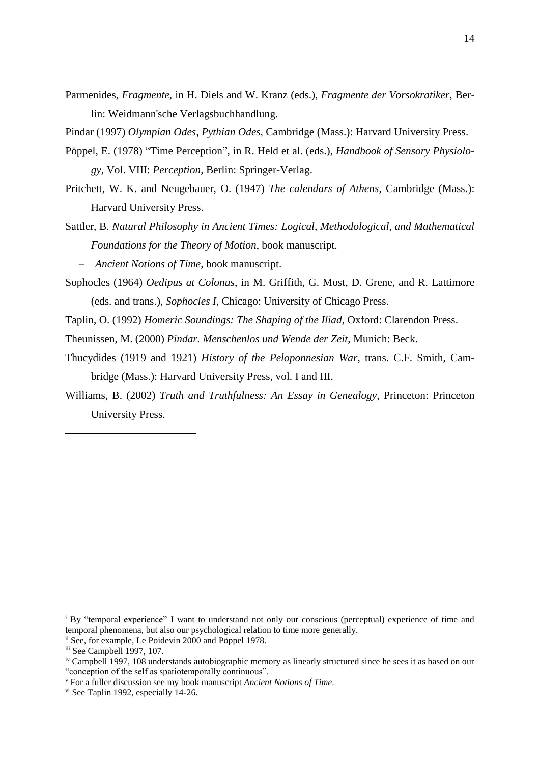Parmenides, *Fragmente*, in H. Diels and W. Kranz (eds.), *Fragmente der Vorsokratiker*, Berlin: Weidmann'sche Verlagsbuchhandlung.

Pindar (1997) *Olympian Odes, Pythian Odes*, Cambridge (Mass.): Harvard University Press.

Pöppel, E. (1978) "Time Perception", in R. Held et al. (eds.), *Handbook of Sensory Physiology*, Vol. VIII: *Perception*, Berlin: Springer-Verlag.

Pritchett, W. K. and Neugebauer, O. (1947) *The calendars of Athens*, Cambridge (Mass.): Harvard University Press.

Sattler, B. *Natural Philosophy in Ancient Times: Logical, Methodological, and Mathematical Foundations for the Theory of Motion*, book manuscript.

– *Ancient Notions of Time*, book manuscript.

Sophocles (1964) *Oedipus at Colonus*, in M. Griffith, G. Most, D. Grene, and R. Lattimore (eds. and trans.), *Sophocles I*, Chicago: University of Chicago Press.

Taplin, O. (1992) *Homeric Soundings: The Shaping of the Iliad*, Oxford: Clarendon Press.

Theunissen, M. (2000) *Pindar. Menschenlos und Wende der Zeit*, Munich: Beck.

Thucydides (1919 and 1921) *History of the Peloponnesian War*, trans. C.F. Smith, Cambridge (Mass.): Harvard University Press, vol. I and III.

Williams, B. (2002) *Truth and Truthfulness: An Essay in Genealogy*, Princeton: Princeton University Press.

---

[i] By "temporal experience" I want to understand not only our conscious (perceptual) experience of time and temporal phenomena, but also our psychological relation to time more generally.

[ii] See, for example, Le Poidevin 2000 and Pöppel 1978.

[iii] See Campbell 1997, 107.

[iv] Campbell 1997, 108 understands autobiographic memory as linearly structured since he sees it as based on our "conception of the self as spatiotemporally continuous".

[v] For a fuller discussion see my book manuscript *Ancient Notions of Time*.

[vi] See Taplin 1992, especially 14-26.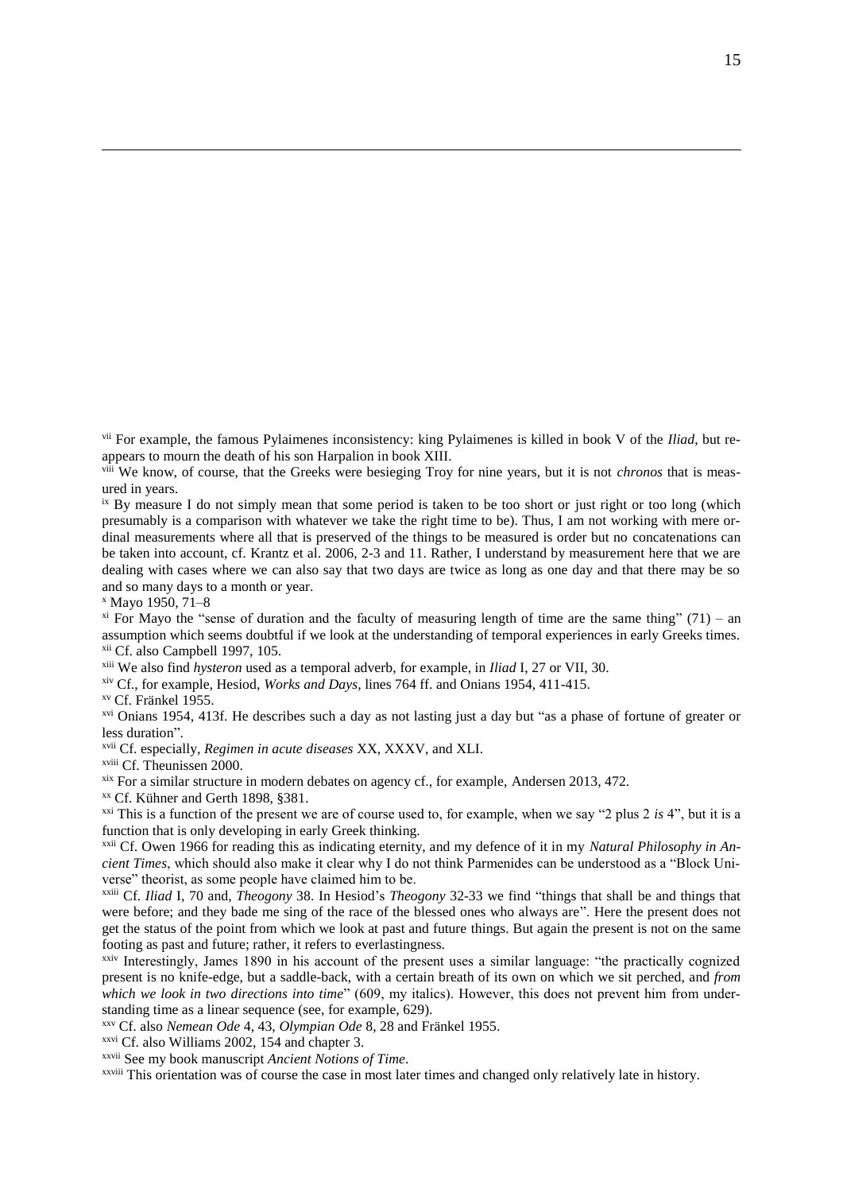[vii] For example, the famous Pylaimenes inconsistency: king Pylaimenes is killed in book V of the *Iliad*, but reappears to mourn the death of his son Harpalion in book XIII.

[viii] We know, of course, that the Greeks were besieging Troy for nine years, but it is not *chronos* that is measured in years.

[ix] By measure I do not simply mean that some period is taken to be too short or just right or too long (which presumably is a comparison with whatever we take the right time to be). Thus, I am not working with mere ordinal measurements where all that is preserved of the things to be measured is order but no concatenations can be taken into account, cf. Krantz et al. 2006, 2-3 and 11. Rather, I understand by measurement here that we are dealing with cases where we can also say that two days are twice as long as one day and that there may be so and so many days to a month or year.

[x] Mayo 1950, 71–8

[xi] For Mayo the "sense of duration and the faculty of measuring length of time are the same thing" (71) – an assumption which seems doubtful if we look at the understanding of temporal experiences in early Greeks times.

[xii] Cf. also Campbell 1997, 105.

[xiii] We also find *hysteron* used as a temporal adverb, for example, in *Iliad* I, 27 or VII, 30.

[xiv] Cf., for example, Hesiod, *Works and Days*, lines 764 ff. and Onians 1954, 411-415.

[xv] Cf. Fränkel 1955.

[xvi] Onians 1954, 413f. He describes such a day as not lasting just a day but "as a phase of fortune of greater or less duration".

[xvii] Cf. especially, *Regimen in acute diseases* XX, XXXV, and XLI.

[xviii] Cf. Theunissen 2000.

[xix] For a similar structure in modern debates on agency cf., for example, Andersen 2013, 472.

[xx] Cf. Kühner and Gerth 1898, §381.

[xxi] This is a function of the present we are of course used to, for example, when we say "2 plus 2 *is* 4", but it is a function that is only developing in early Greek thinking.

[xxii] Cf. Owen 1966 for reading this as indicating eternity, and my defence of it in my *Natural Philosophy in Ancient Times*, which should also make it clear why I do not think Parmenides can be understood as a "Block Universe" theorist, as some people have claimed him to be.

[xxiii] Cf. *Iliad* I, 70 and, *Theogony* 38. In Hesiod's *Theogony* 32-33 we find "things that shall be and things that were before; and they bade me sing of the race of the blessed ones who always are". Here the present does not get the status of the point from which we look at past and future things. But again the present is not on the same footing as past and future; rather, it refers to everlastingness.

[xxiv] Interestingly, James 1890 in his account of the present uses a similar language: "the practically cognized present is no knife-edge, but a saddle-back, with a certain breath of its own on which we sit perched, and *from which we look in two directions into time*" (609, my italics). However, this does not prevent him from understanding time as a linear sequence (see, for example, 629).

[xxv] Cf. also *Nemean Ode* 4, 43, *Olympian Ode* 8, 28 and Fränkel 1955.

[xxvi] Cf. also Williams 2002, 154 and chapter 3.

[xxvii] See my book manuscript *Ancient Notions of Time*.

[xxviii] This orientation was of course the case in most later times and changed only relatively late in history.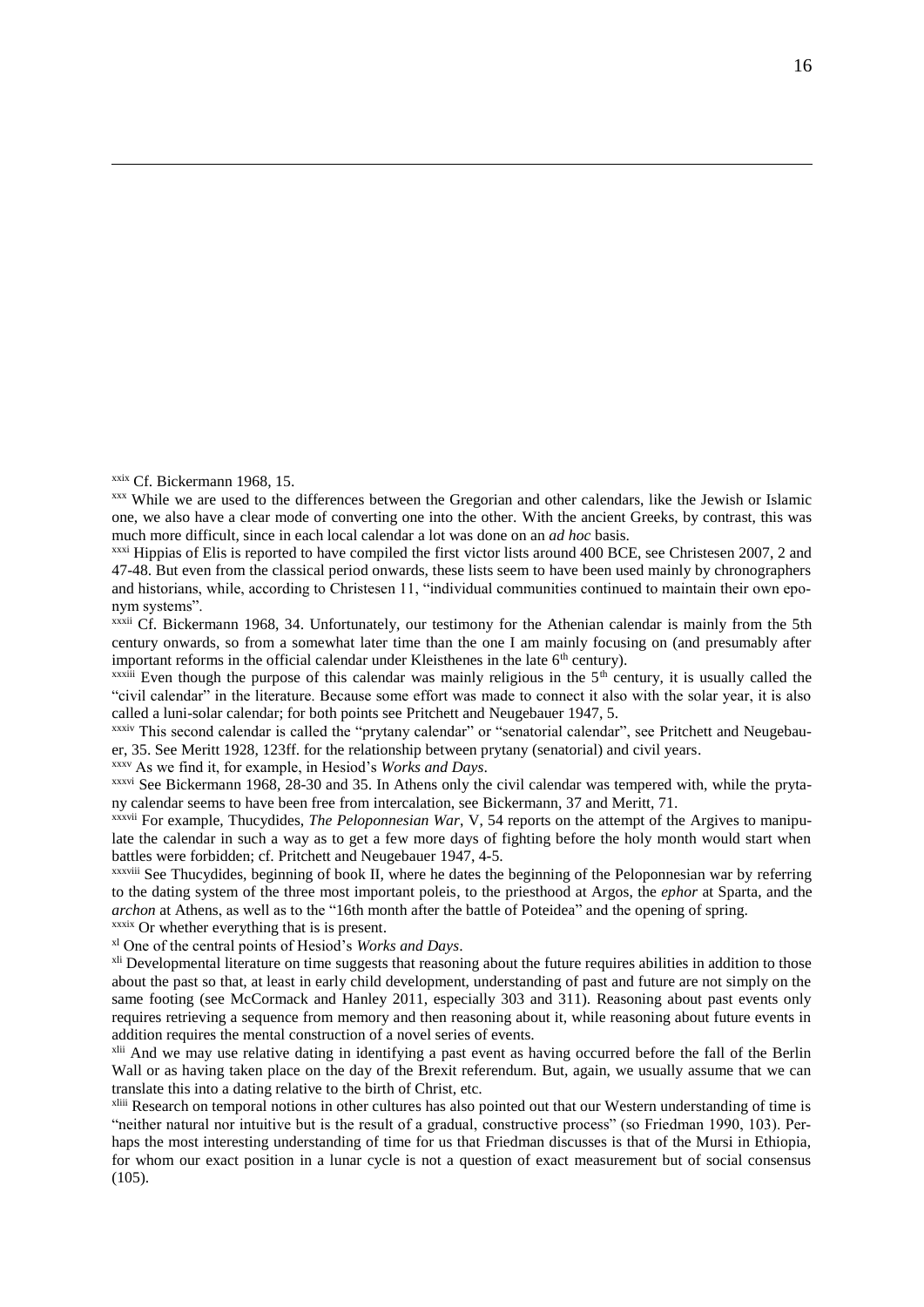[xxix] Cf. Bickermann 1968, 15.

[xxx] While we are used to the differences between the Gregorian and other calendars, like the Jewish or Islamic one, we also have a clear mode of converting one into the other. With the ancient Greeks, by contrast, this was much more difficult, since in each local calendar a lot was done on an *ad hoc* basis.

[xxxi] Hippias of Elis is reported to have compiled the first victor lists around 400 BCE, see Christesen 2007, 2 and 47-48. But even from the classical period onwards, these lists seem to have been used mainly by chronographers and historians, while, according to Christesen 11, "individual communities continued to maintain their own eponym systems".

[xxxii] Cf. Bickermann 1968, 34. Unfortunately, our testimony for the Athenian calendar is mainly from the 5th century onwards, so from a somewhat later time than the one I am mainly focusing on (and presumably after important reforms in the official calendar under Kleisthenes in the late 6th century).

[xxxiii] Even though the purpose of this calendar was mainly religious in the 5th century, it is usually called the "civil calendar" in the literature. Because some effort was made to connect it also with the solar year, it is also called a luni-solar calendar; for both points see Pritchett and Neugebauer 1947, 5.

[xxxiv] This second calendar is called the "prytany calendar" or "senatorial calendar", see Pritchett and Neugebauer, 35. See Meritt 1928, 123ff. for the relationship between prytany (senatorial) and civil years.

[xxxv] As we find it, for example, in Hesiod's *Works and Days*.

[xxxvi] See Bickermann 1968, 28-30 and 35. In Athens only the civil calendar was tempered with, while the prytany calendar seems to have been free from intercalation, see Bickermann, 37 and Meritt, 71.

[xxxvii] For example, Thucydides, *The Peloponnesian War*, V, 54 reports on the attempt of the Argives to manipulate the calendar in such a way as to get a few more days of fighting before the holy month would start when battles were forbidden; cf. Pritchett and Neugebauer 1947, 4-5.

[xxxviii] See Thucydides, beginning of book II, where he dates the beginning of the Peloponnesian war by referring to the dating system of the three most important poleis, to the priesthood at Argos, the *ephor* at Sparta, and the *archon* at Athens, as well as to the "16th month after the battle of Poteidea" and the opening of spring.

[xxxix] Or whether everything that is is present.

[xl] One of the central points of Hesiod's *Works and Days*.

[xli] Developmental literature on time suggests that reasoning about the future requires abilities in addition to those about the past so that, at least in early child development, understanding of past and future are not simply on the same footing (see McCormack and Hanley 2011, especially 303 and 311). Reasoning about past events only requires retrieving a sequence from memory and then reasoning about it, while reasoning about future events in addition requires the mental construction of a novel series of events.

[xlii] And we may use relative dating in identifying a past event as having occurred before the fall of the Berlin Wall or as having taken place on the day of the Brexit referendum. But, again, we usually assume that we can translate this into a dating relative to the birth of Christ, etc.

[xliii] Research on temporal notions in other cultures has also pointed out that our Western understanding of time is "neither natural nor intuitive but is the result of a gradual, constructive process" (so Friedman 1990, 103). Perhaps the most interesting understanding of time for us that Friedman discusses is that of the Mursi in Ethiopia, for whom our exact position in a lunar cycle is not a question of exact measurement but of social consensus (105).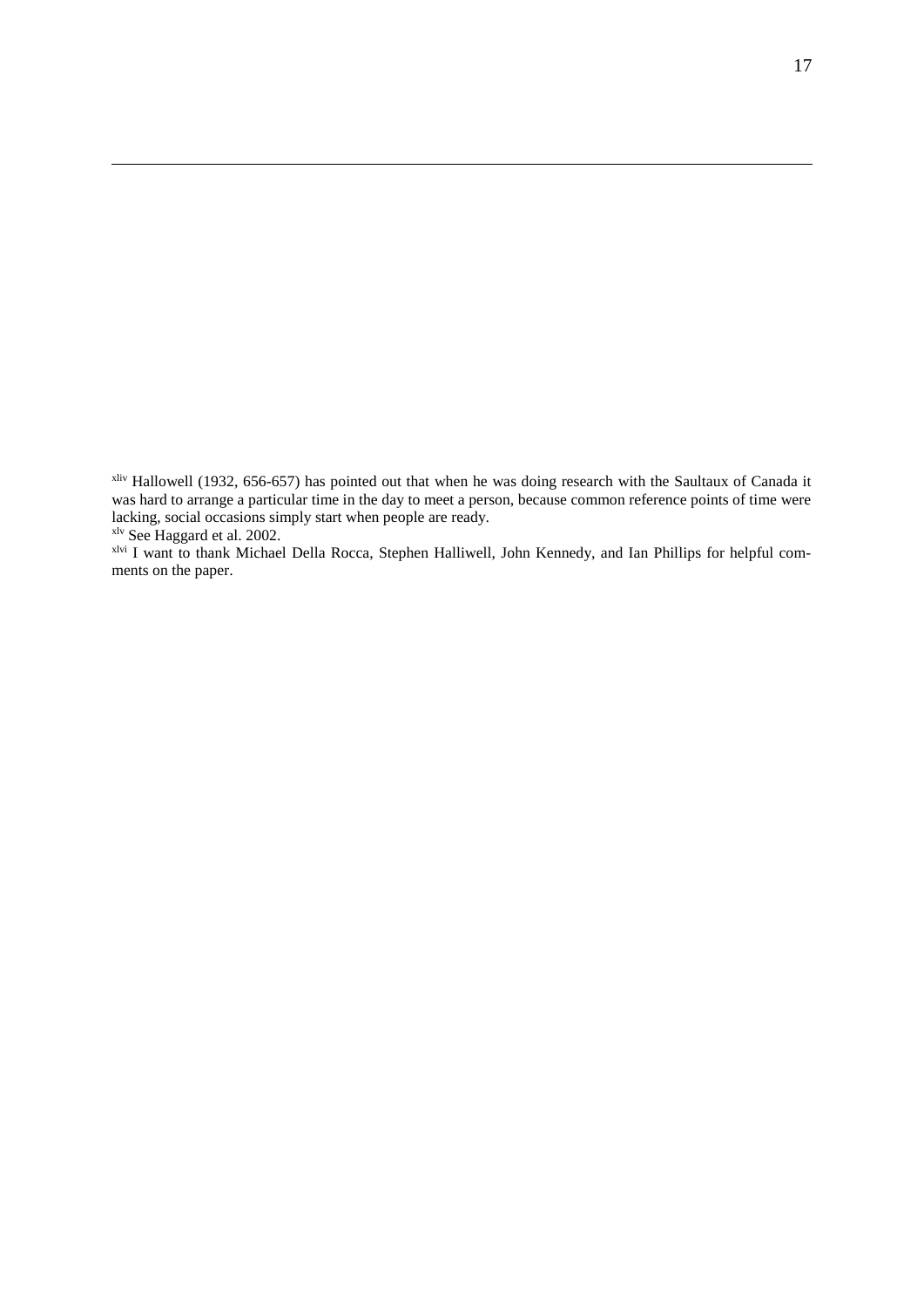[xliv] Hallowell (1932, 656-657) has pointed out that when he was doing research with the Saultaux of Canada it was hard to arrange a particular time in the day to meet a person, because common reference points of time were lacking, social occasions simply start when people are ready.

[xlv] See Haggard et al. 2002.

[xlvi] I want to thank Michael Della Rocca, Stephen Halliwell, John Kennedy, and Ian Phillips for helpful comments on the paper.